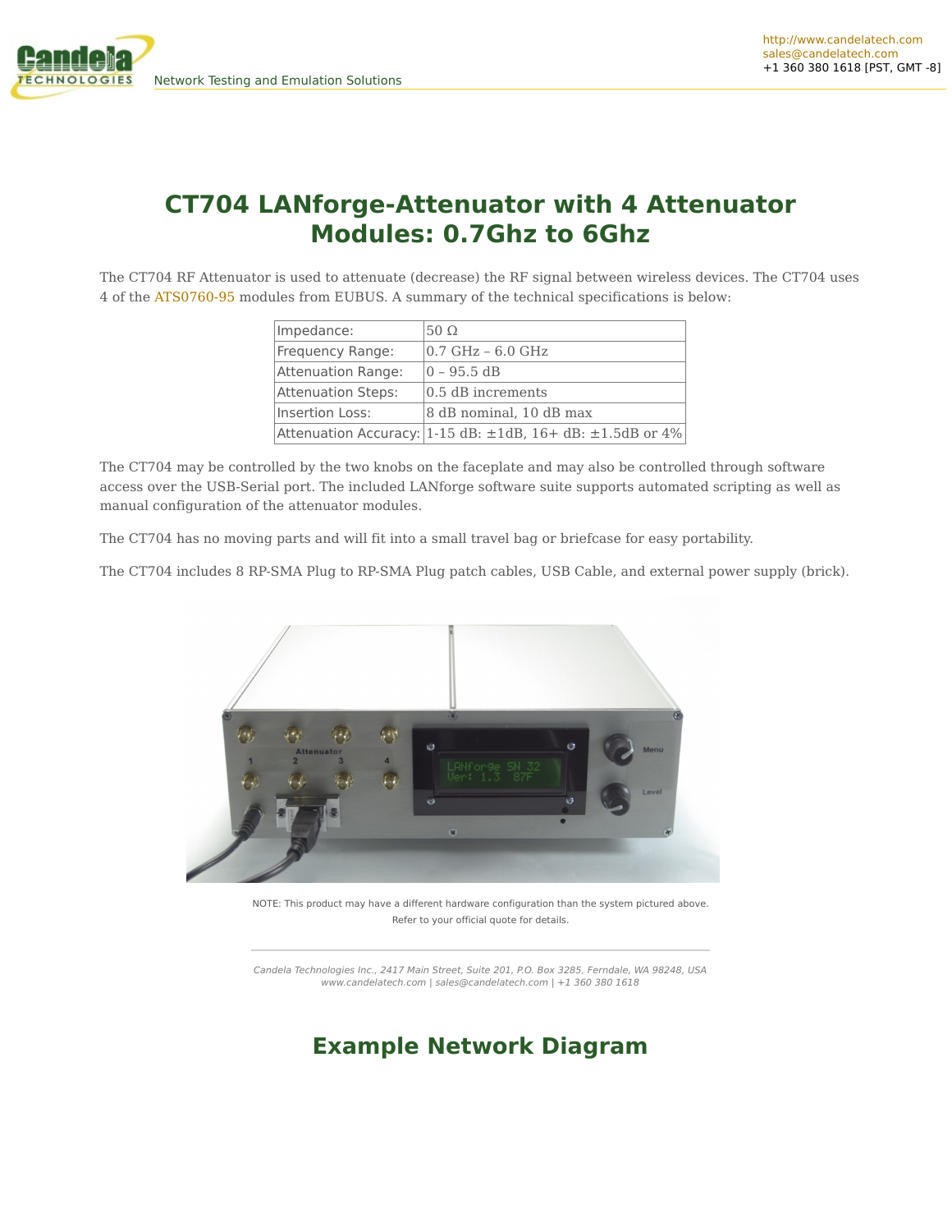# CT704 LANforge-Attenuator with 4 Attenuator Modules: 0.7Ghz to 6Ghz

The CT704 RF Attenuator is used to attenuate (decrease) the RF signal between wireless devices. The CT704 uses 4 of the ATS0760-95 modules from EUBUS. A summary of the technical specifications is below:

| | |
|---|---|
| Impedance: | 50 Ω |
| Frequency Range: | 0.7 GHz – 6.0 GHz |
| Attenuation Range: | 0 – 95.5 dB |
| Attenuation Steps: | 0.5 dB increments |
| Insertion Loss: | 8 dB nominal, 10 dB max |
| Attenuation Accuracy: | 1-15 dB: ±1dB, 16+ dB: ±1.5dB or 4% |

The CT704 may be controlled by the two knobs on the faceplate and may also be controlled through software access over the USB-Serial port. The included LANforge software suite supports automated scripting as well as manual configuration of the attenuator modules.

The CT704 has no moving parts and will fit into a small travel bag or briefcase for easy portability.

The CT704 includes 8 RP-SMA Plug to RP-SMA Plug patch cables, USB Cable, and external power supply (brick).

NOTE: This product may have a different hardware configuration than the system pictured above. Refer to your official quote for details.

*Candela Technologies Inc., 2417 Main Street, Suite 201, P.O. Box 3285, Ferndale, WA 98248, USA*
*www.candelatech.com | sales@candelatech.com | +1 360 380 1618*

## Example Network Diagram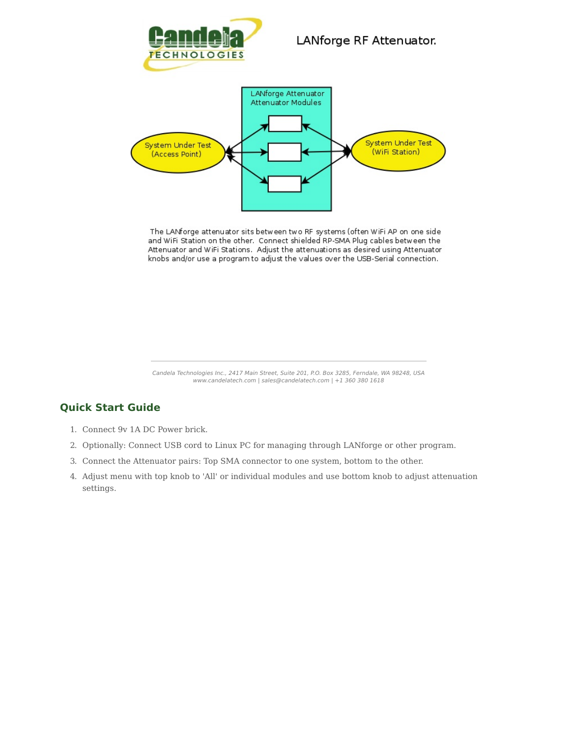LANforge RF Attenuator.

LANforge Attenuator
Attenuator Modules

System Under Test
(Access Point)

System Under Test
(WiFi Station)

The LANforge attenuator sits between two RF systems (often WiFi AP on one side and WiFi Station on the other. Connect shielded RP-SMA Plug cables between the Attenuator and WiFi Stations. Adjust the attenuations as desired using Attenuator knobs and/or use a program to adjust the values over the USB-Serial connection.

*Candela Technologies Inc., 2417 Main Street, Suite 201, P.O. Box 3285, Ferndale, WA 98248, USA*
*www.candelatech.com | sales@candelatech.com | +1 360 380 1618*

## Quick Start Guide

1. Connect 9v 1A DC Power brick.
2. Optionally: Connect USB cord to Linux PC for managing through LANforge or other program.
3. Connect the Attenuator pairs: Top SMA connector to one system, bottom to the other.
4. Adjust menu with top knob to 'All' or individual modules and use bottom knob to adjust attenuation settings.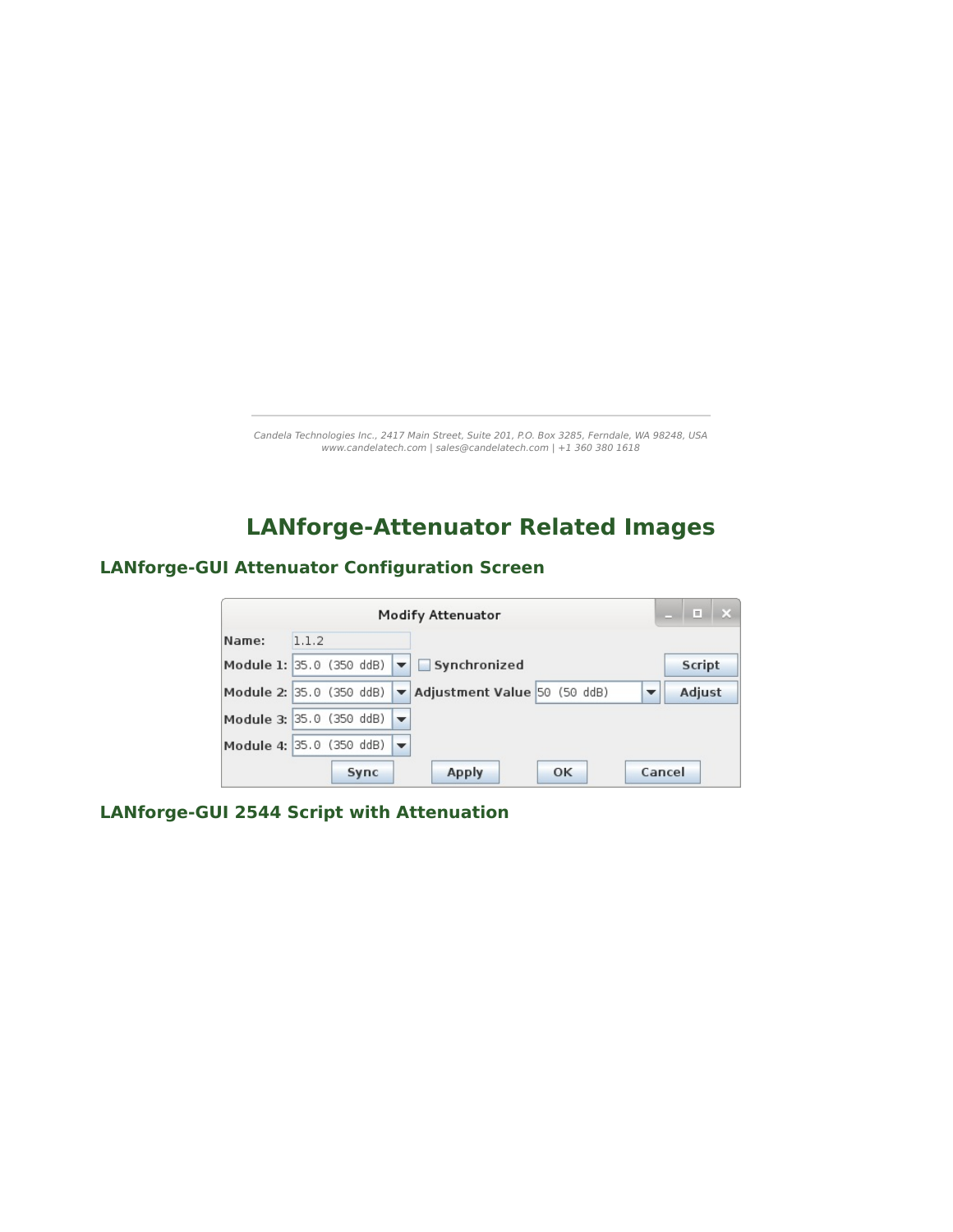# LANforge-Attenuator Related Images

## LANforge-GUI Attenuator Configuration Screen

Modify Attenuator

Name: 1.1.2

Module 1: 35.0 (350 ddB) Synchronized Script

Module 2: 35.0 (350 ddB) Adjustment Value 50 (50 ddB) Adjust

Module 3: 35.0 (350 ddB)

Module 4: 35.0 (350 ddB)

Sync Apply OK Cancel

## LANforge-GUI 2544 Script with Attenuation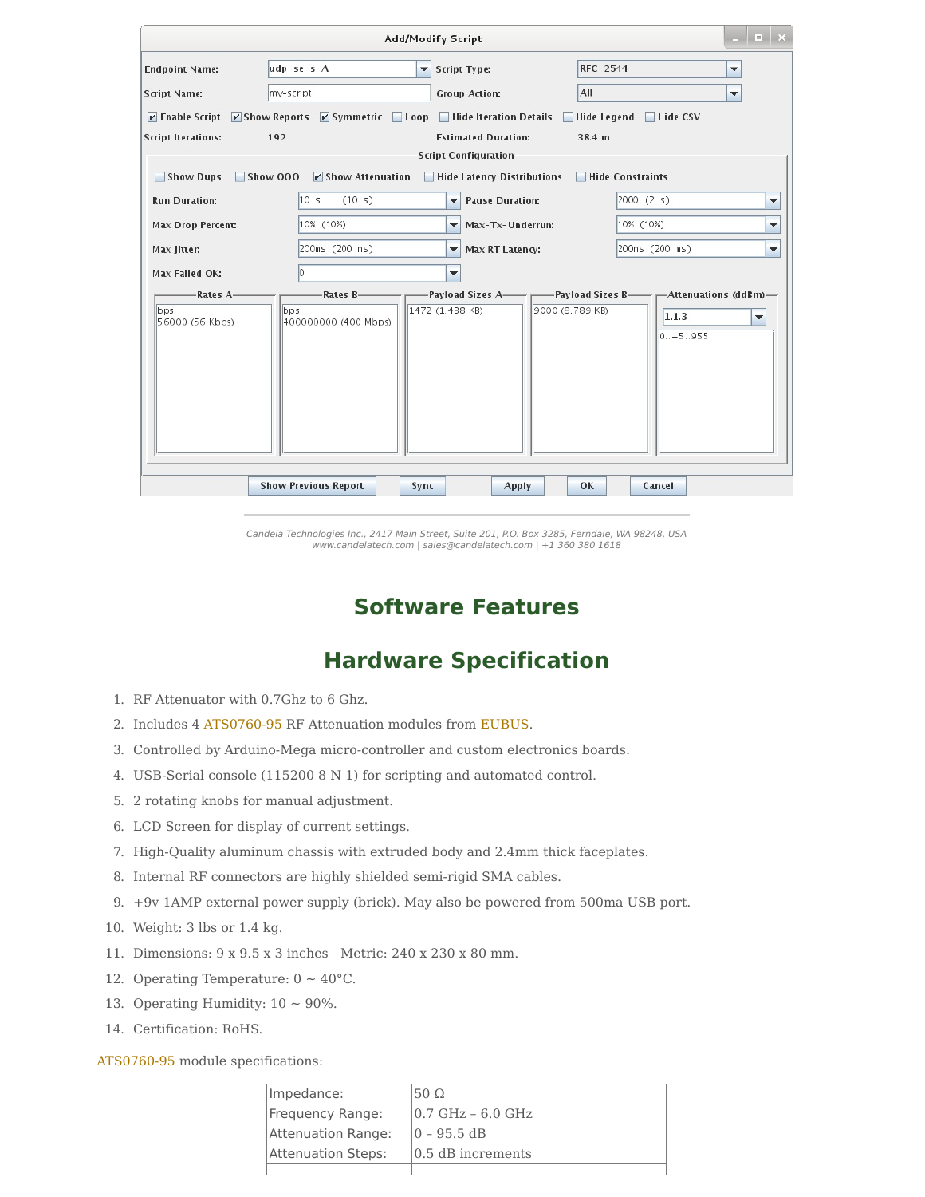Candela Technologies Inc., 2417 Main Street, Suite 201, P.O. Box 3285, Ferndale, WA 98248, USA
www.candelatech.com | sales@candelatech.com | +1 360 380 1618

## Software Features

## Hardware Specification

1. RF Attenuator with 0.7Ghz to 6 Ghz.
2. Includes 4 ATS0760-95 RF Attenuation modules from EUBUS.
3. Controlled by Arduino-Mega micro-controller and custom electronics boards.
4. USB-Serial console (115200 8 N 1) for scripting and automated control.
5. 2 rotating knobs for manual adjustment.
6. LCD Screen for display of current settings.
7. High-Quality aluminum chassis with extruded body and 2.4mm thick faceplates.
8. Internal RF connectors are highly shielded semi-rigid SMA cables.
9. +9v 1AMP external power supply (brick). May also be powered from 500ma USB port.
10. Weight: 3 lbs or 1.4 kg.
11. Dimensions: 9 x 9.5 x 3 inches   Metric: 240 x 230 x 80 mm.
12. Operating Temperature: 0 ~ 40°C.
13. Operating Humidity: 10 ~ 90%.
14. Certification: RoHS.

ATS0760-95 module specifications:

| | |
|---|---|
| Impedance: | 50 Ω |
| Frequency Range: | 0.7 GHz – 6.0 GHz |
| Attenuation Range: | 0 – 95.5 dB |
| Attenuation Steps: | 0.5 dB increments |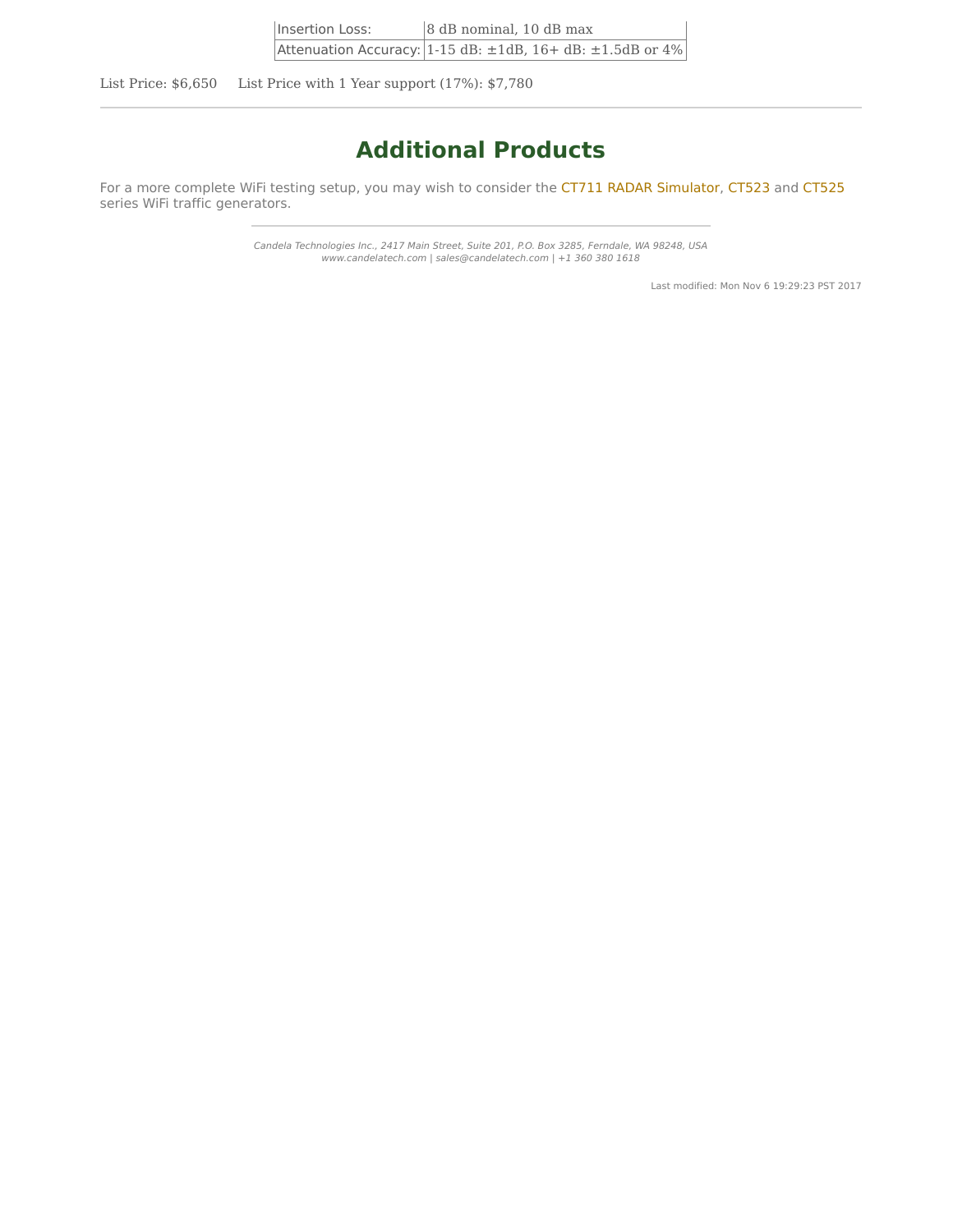| | |
|---|---|
| Insertion Loss: | 8 dB nominal, 10 dB max |
| Attenuation Accuracy: | 1-15 dB: ±1dB, 16+ dB: ±1.5dB or 4% |

List Price: $6,650 List Price with 1 Year support (17%): $7,780

---

## Additional Products

For a more complete WiFi testing setup, you may wish to consider the CT711 RADAR Simulator, CT523 and CT525 series WiFi traffic generators.

---

*Candela Technologies Inc., 2417 Main Street, Suite 201, P.O. Box 3285, Ferndale, WA 98248, USA*
*www.candelatech.com | sales@candelatech.com | +1 360 380 1618*

Last modified: Mon Nov 6 19:29:23 PST 2017